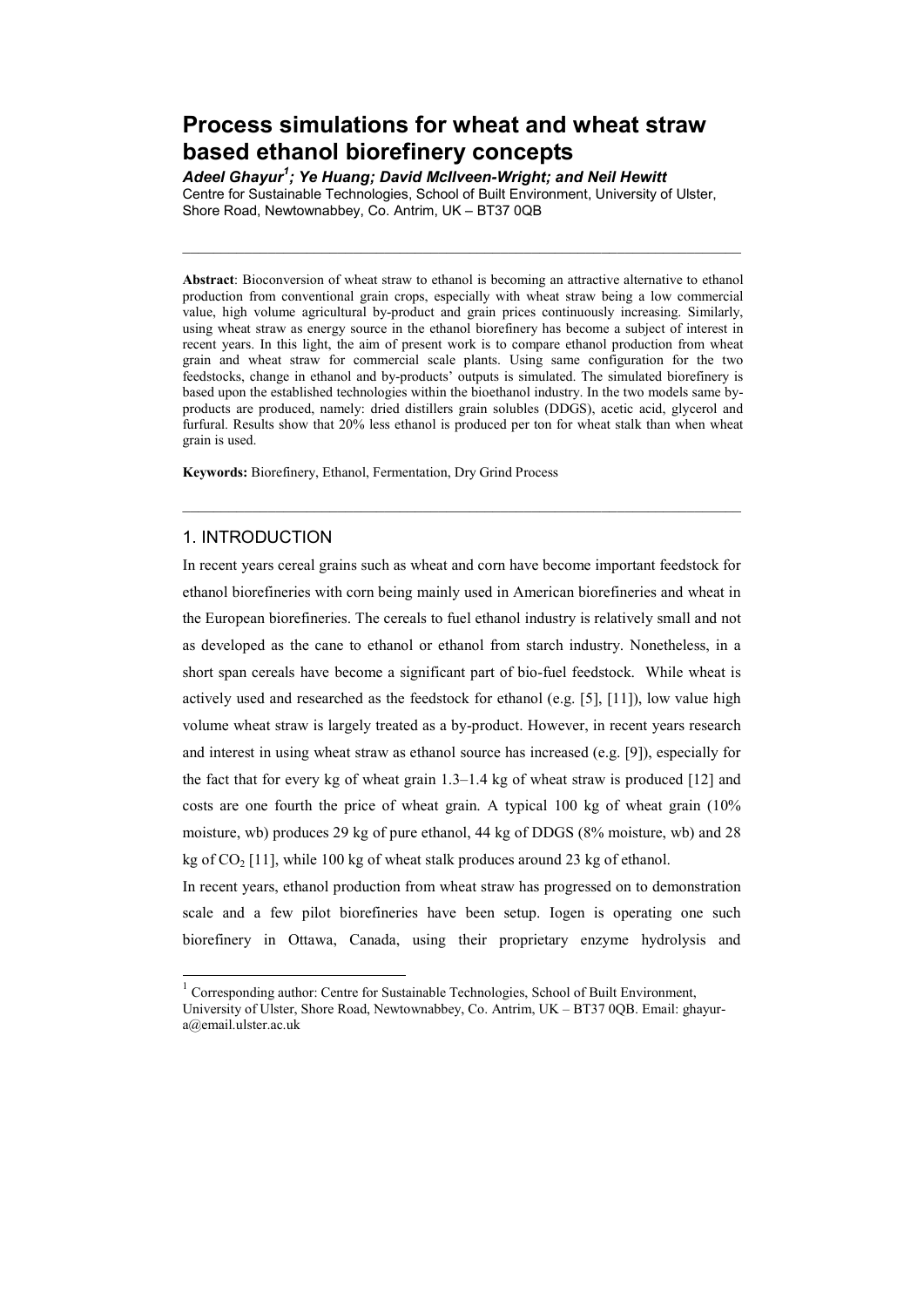# Process simulations for wheat and wheat straw based ethanol biorefinery concepts

***Adeel Ghayur[1]; Ye Huang; David McIlveen-Wright; and Neil Hewitt***

Centre for Sustainable Technologies, School of Built Environment, University of Ulster, Shore Road, Newtownabbey, Co. Antrim, UK – BT37 0QB

---

**Abstract**: Bioconversion of wheat straw to ethanol is becoming an attractive alternative to ethanol production from conventional grain crops, especially with wheat straw being a low commercial value, high volume agricultural by-product and grain prices continuously increasing. Similarly, using wheat straw as energy source in the ethanol biorefinery has become a subject of interest in recent years. In this light, the aim of present work is to compare ethanol production from wheat grain and wheat straw for commercial scale plants. Using same configuration for the two feedstocks, change in ethanol and by-products' outputs is simulated. The simulated biorefinery is based upon the established technologies within the bioethanol industry. In the two models same by-products are produced, namely: dried distillers grain solubles (DDGS), acetic acid, glycerol and furfural. Results show that 20% less ethanol is produced per ton for wheat stalk than when wheat grain is used.

**Keywords:** Biorefinery, Ethanol, Fermentation, Dry Grind Process

---

## 1. INTRODUCTION

In recent years cereal grains such as wheat and corn have become important feedstock for ethanol biorefineries with corn being mainly used in American biorefineries and wheat in the European biorefineries. The cereals to fuel ethanol industry is relatively small and not as developed as the cane to ethanol or ethanol from starch industry. Nonetheless, in a short span cereals have become a significant part of bio-fuel feedstock. While wheat is actively used and researched as the feedstock for ethanol (e.g. [5], [11]), low value high volume wheat straw is largely treated as a by-product. However, in recent years research and interest in using wheat straw as ethanol source has increased (e.g. [9]), especially for the fact that for every kg of wheat grain 1.3–1.4 kg of wheat straw is produced [12] and costs are one fourth the price of wheat grain. A typical 100 kg of wheat grain (10% moisture, wb) produces 29 kg of pure ethanol, 44 kg of DDGS (8% moisture, wb) and 28 kg of $CO_2$ [11], while 100 kg of wheat stalk produces around 23 kg of ethanol.

In recent years, ethanol production from wheat straw has progressed on to demonstration scale and a few pilot biorefineries have been setup. Iogen is operating one such biorefinery in Ottawa, Canada, using their proprietary enzyme hydrolysis and

---

[1] Corresponding author: Centre for Sustainable Technologies, School of Built Environment, University of Ulster, Shore Road, Newtownabbey, Co. Antrim, UK – BT37 0QB. Email: ghayur-a@email.ulster.ac.uk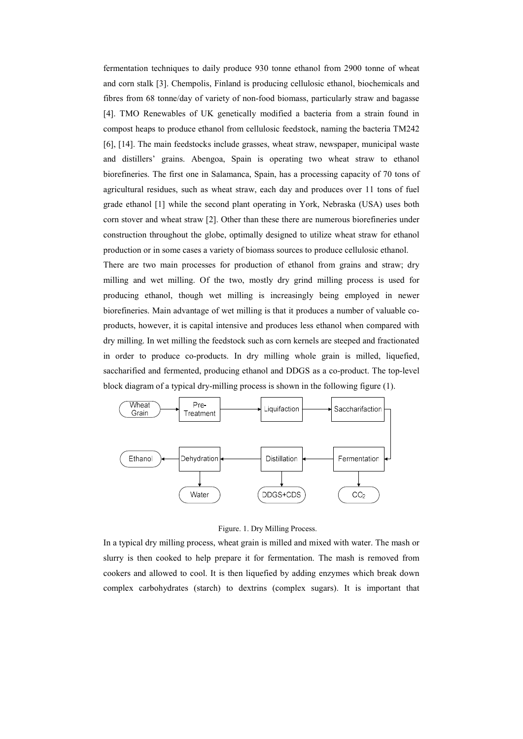fermentation techniques to daily produce 930 tonne ethanol from 2900 tonne of wheat and corn stalk [3]. Chempolis, Finland is producing cellulosic ethanol, biochemicals and fibres from 68 tonne/day of variety of non-food biomass, particularly straw and bagasse [4]. TMO Renewables of UK genetically modified a bacteria from a strain found in compost heaps to produce ethanol from cellulosic feedstock, naming the bacteria TM242 [6], [14]. The main feedstocks include grasses, wheat straw, newspaper, municipal waste and distillers' grains. Abengoa, Spain is operating two wheat straw to ethanol biorefineries. The first one in Salamanca, Spain, has a processing capacity of 70 tons of agricultural residues, such as wheat straw, each day and produces over 11 tons of fuel grade ethanol [1] while the second plant operating in York, Nebraska (USA) uses both corn stover and wheat straw [2]. Other than these there are numerous biorefineries under construction throughout the globe, optimally designed to utilize wheat straw for ethanol production or in some cases a variety of biomass sources to produce cellulosic ethanol.

There are two main processes for production of ethanol from grains and straw; dry milling and wet milling. Of the two, mostly dry grind milling process is used for producing ethanol, though wet milling is increasingly being employed in newer biorefineries. Main advantage of wet milling is that it produces a number of valuable co-products, however, it is capital intensive and produces less ethanol when compared with dry milling. In wet milling the feedstock such as corn kernels are steeped and fractionated in order to produce co-products. In dry milling whole grain is milled, liquefied, saccharified and fermented, producing ethanol and DDGS as a co-product. The top-level block diagram of a typical dry-milling process is shown in the following figure (1).

Wheat Grain → Pre-Treatment → Liquifaction → Saccharifaction → Fermentation → Distillation → Dehydration → Ethanol

Fermentation → $CO_2$; Distillation → DDGS+CDS; Dehydration → Water

Figure. 1. Dry Milling Process.

In a typical dry milling process, wheat grain is milled and mixed with water. The mash or slurry is then cooked to help prepare it for fermentation. The mash is removed from cookers and allowed to cool. It is then liquefied by adding enzymes which break down complex carbohydrates (starch) to dextrins (complex sugars). It is important that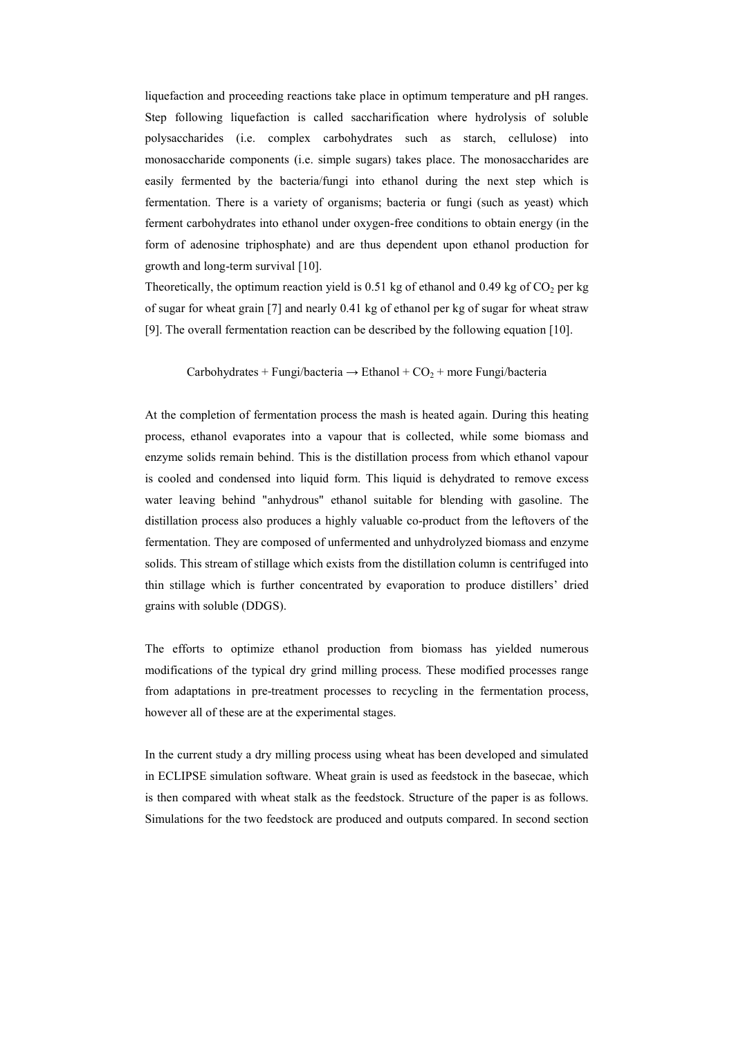liquefaction and proceeding reactions take place in optimum temperature and pH ranges. Step following liquefaction is called saccharification where hydrolysis of soluble polysaccharides (i.e. complex carbohydrates such as starch, cellulose) into monosaccharide components (i.e. simple sugars) takes place. The monosaccharides are easily fermented by the bacteria/fungi into ethanol during the next step which is fermentation. There is a variety of organisms; bacteria or fungi (such as yeast) which ferment carbohydrates into ethanol under oxygen-free conditions to obtain energy (in the form of adenosine triphosphate) and are thus dependent upon ethanol production for growth and long-term survival [10].

Theoretically, the optimum reaction yield is 0.51 kg of ethanol and 0.49 kg of $CO_2$ per kg of sugar for wheat grain [7] and nearly 0.41 kg of ethanol per kg of sugar for wheat straw [9]. The overall fermentation reaction can be described by the following equation [10].

$$\text{Carbohydrates} + \text{Fungi/bacteria} \rightarrow \text{Ethanol} + CO_2 + \text{more Fungi/bacteria}$$

At the completion of fermentation process the mash is heated again. During this heating process, ethanol evaporates into a vapour that is collected, while some biomass and enzyme solids remain behind. This is the distillation process from which ethanol vapour is cooled and condensed into liquid form. This liquid is dehydrated to remove excess water leaving behind "anhydrous" ethanol suitable for blending with gasoline. The distillation process also produces a highly valuable co-product from the leftovers of the fermentation. They are composed of unfermented and unhydrolyzed biomass and enzyme solids. This stream of stillage which exists from the distillation column is centrifuged into thin stillage which is further concentrated by evaporation to produce distillers' dried grains with soluble (DDGS).

The efforts to optimize ethanol production from biomass has yielded numerous modifications of the typical dry grind milling process. These modified processes range from adaptations in pre-treatment processes to recycling in the fermentation process, however all of these are at the experimental stages.

In the current study a dry milling process using wheat has been developed and simulated in ECLIPSE simulation software. Wheat grain is used as feedstock in the basecae, which is then compared with wheat stalk as the feedstock. Structure of the paper is as follows. Simulations for the two feedstock are produced and outputs compared. In second section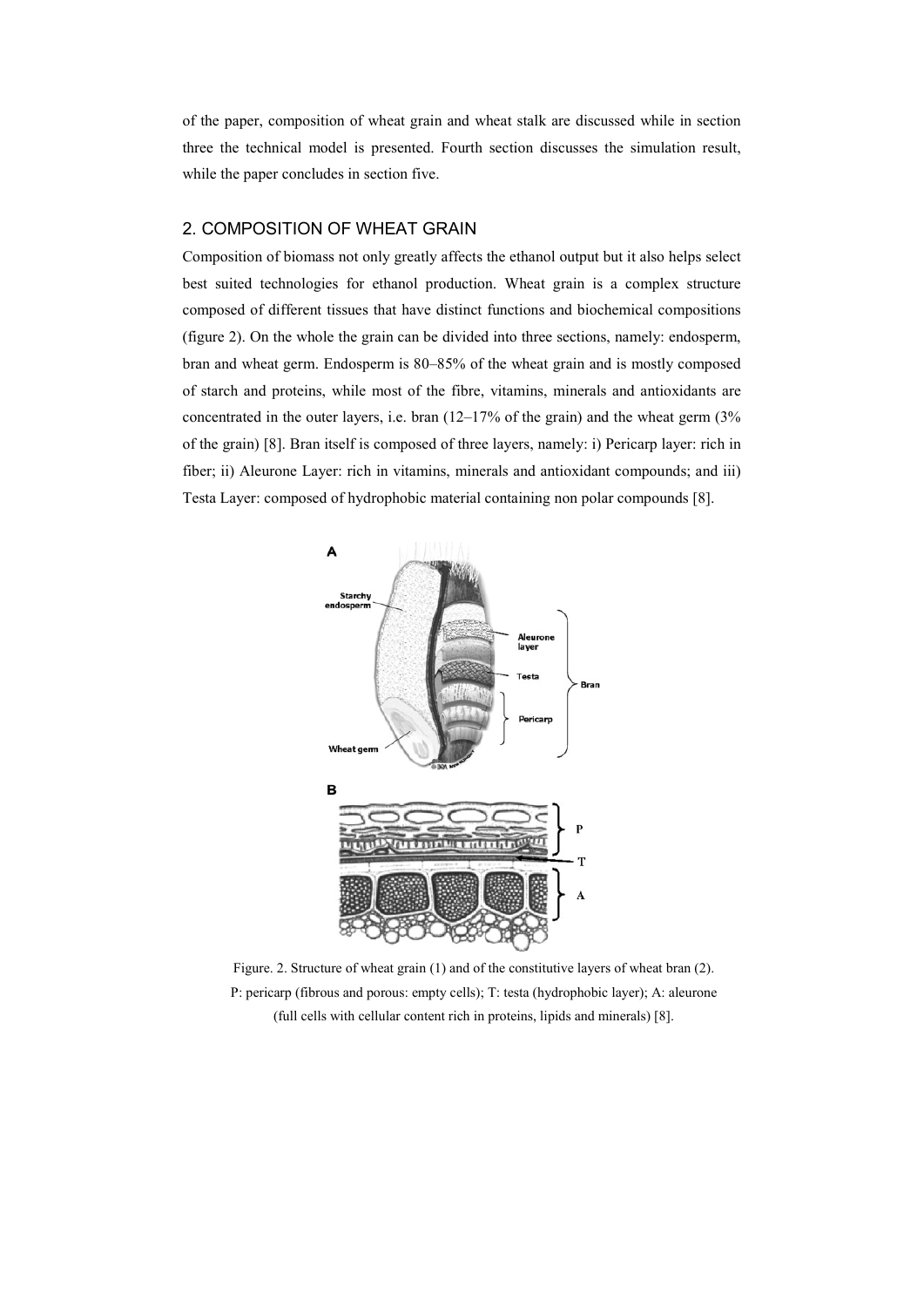of the paper, composition of wheat grain and wheat stalk are discussed while in section three the technical model is presented. Fourth section discusses the simulation result, while the paper concludes in section five.

## 2. COMPOSITION OF WHEAT GRAIN

Composition of biomass not only greatly affects the ethanol output but it also helps select best suited technologies for ethanol production. Wheat grain is a complex structure composed of different tissues that have distinct functions and biochemical compositions (figure 2). On the whole the grain can be divided into three sections, namely: endosperm, bran and wheat germ. Endosperm is 80–85% of the wheat grain and is mostly composed of starch and proteins, while most of the fibre, vitamins, minerals and antioxidants are concentrated in the outer layers, i.e. bran (12–17% of the grain) and the wheat germ (3% of the grain) [8]. Bran itself is composed of three layers, namely: i) Pericarp layer: rich in fiber; ii) Aleurone Layer: rich in vitamins, minerals and antioxidant compounds; and iii) Testa Layer: composed of hydrophobic material containing non polar compounds [8].

Figure. 2. Structure of wheat grain (1) and of the constitutive layers of wheat bran (2). P: pericarp (fibrous and porous: empty cells); T: testa (hydrophobic layer); A: aleurone (full cells with cellular content rich in proteins, lipids and minerals) [8].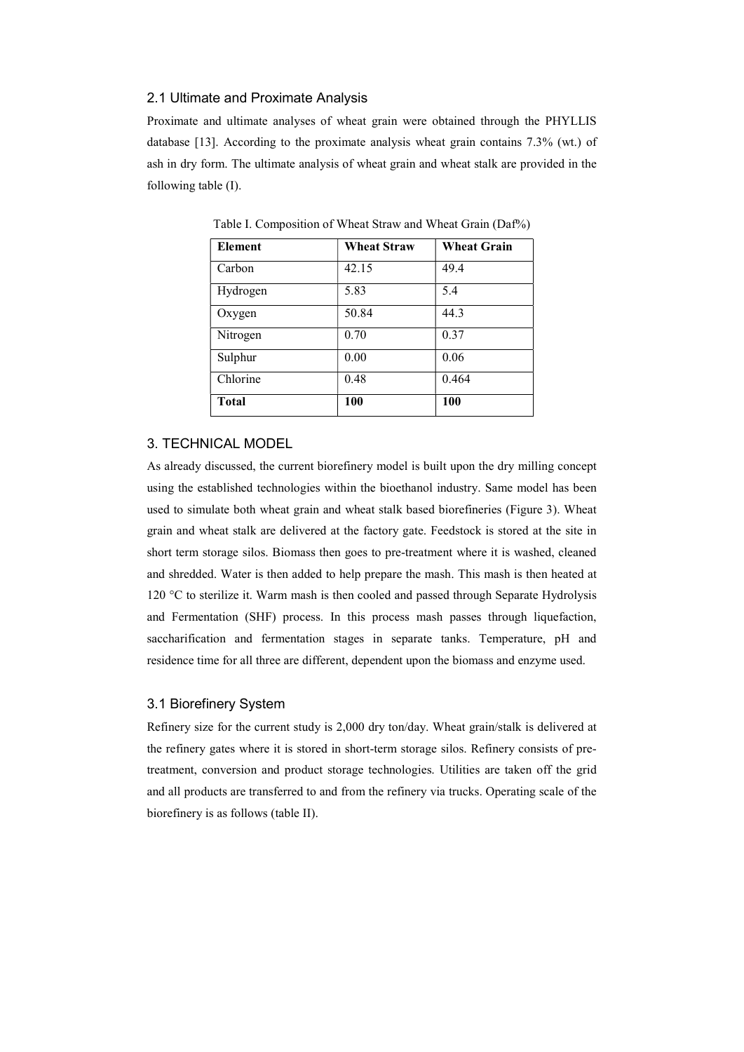## 2.1 Ultimate and Proximate Analysis

Proximate and ultimate analyses of wheat grain were obtained through the PHYLLIS database [13]. According to the proximate analysis wheat grain contains 7.3% (wt.) of ash in dry form. The ultimate analysis of wheat grain and wheat stalk are provided in the following table (I).

Table I. Composition of Wheat Straw and Wheat Grain (Daf%)

| **Element** | **Wheat Straw** | **Wheat Grain** |
|---|---|---|
| Carbon | 42.15 | 49.4 |
| Hydrogen | 5.83 | 5.4 |
| Oxygen | 50.84 | 44.3 |
| Nitrogen | 0.70 | 0.37 |
| Sulphur | 0.00 | 0.06 |
| Chlorine | 0.48 | 0.464 |
| **Total** | **100** | **100** |

## 3. TECHNICAL MODEL

As already discussed, the current biorefinery model is built upon the dry milling concept using the established technologies within the bioethanol industry. Same model has been used to simulate both wheat grain and wheat stalk based biorefineries (Figure 3). Wheat grain and wheat stalk are delivered at the factory gate. Feedstock is stored at the site in short term storage silos. Biomass then goes to pre-treatment where it is washed, cleaned and shredded. Water is then added to help prepare the mash. This mash is then heated at 120 °C to sterilize it. Warm mash is then cooled and passed through Separate Hydrolysis and Fermentation (SHF) process. In this process mash passes through liquefaction, saccharification and fermentation stages in separate tanks. Temperature, pH and residence time for all three are different, dependent upon the biomass and enzyme used.

### 3.1 Biorefinery System

Refinery size for the current study is 2,000 dry ton/day. Wheat grain/stalk is delivered at the refinery gates where it is stored in short-term storage silos. Refinery consists of pre-treatment, conversion and product storage technologies. Utilities are taken off the grid and all products are transferred to and from the refinery via trucks. Operating scale of the biorefinery is as follows (table II).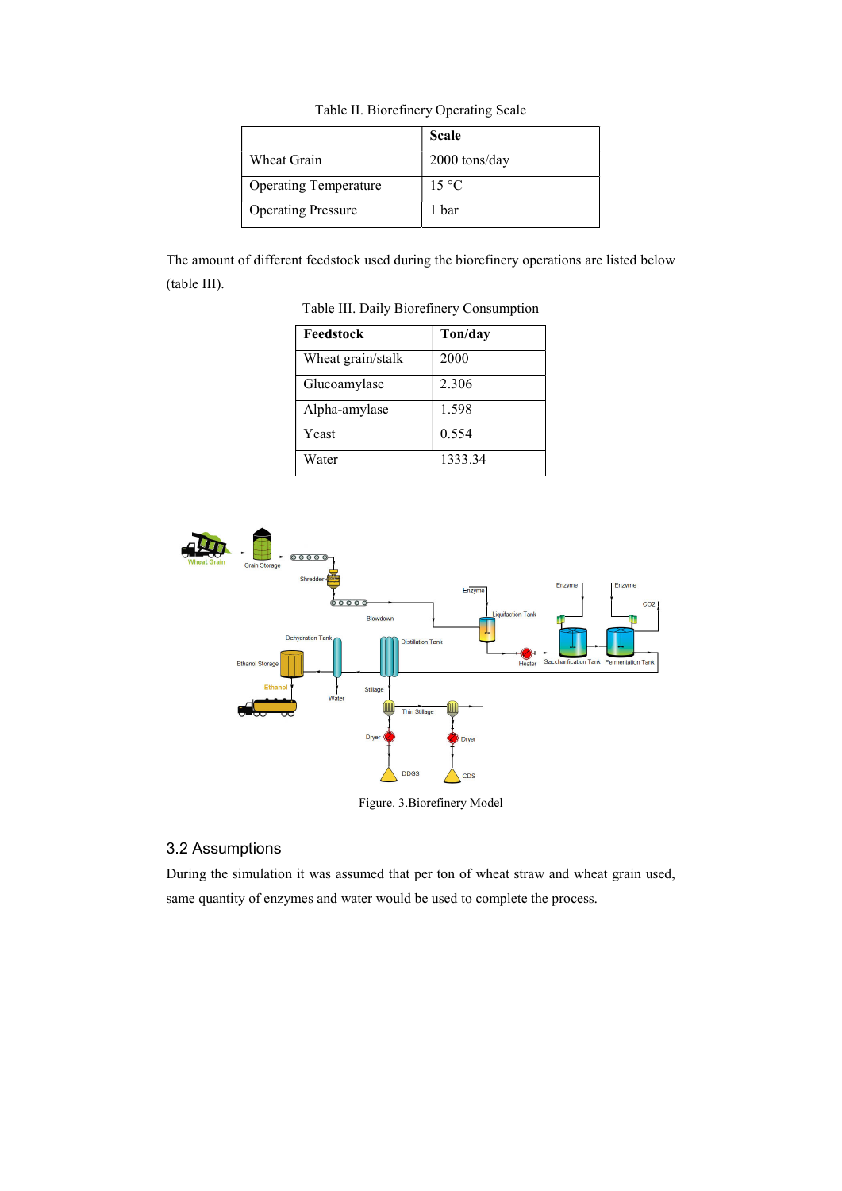Table II. Biorefinery Operating Scale

| | **Scale** |
|---|---|
| Wheat Grain | 2000 tons/day |
| Operating Temperature | 15 °C |
| Operating Pressure | 1 bar |

The amount of different feedstock used during the biorefinery operations are listed below (table III).

Table III. Daily Biorefinery Consumption

| **Feedstock** | **Ton/day** |
|---|---|
| Wheat grain/stalk | 2000 |
| Glucoamylase | 2.306 |
| Alpha-amylase | 1.598 |
| Yeast | 0.554 |
| Water | 1333.34 |

Figure. 3.Biorefinery Model

## 3.2 Assumptions

During the simulation it was assumed that per ton of wheat straw and wheat grain used, same quantity of enzymes and water would be used to complete the process.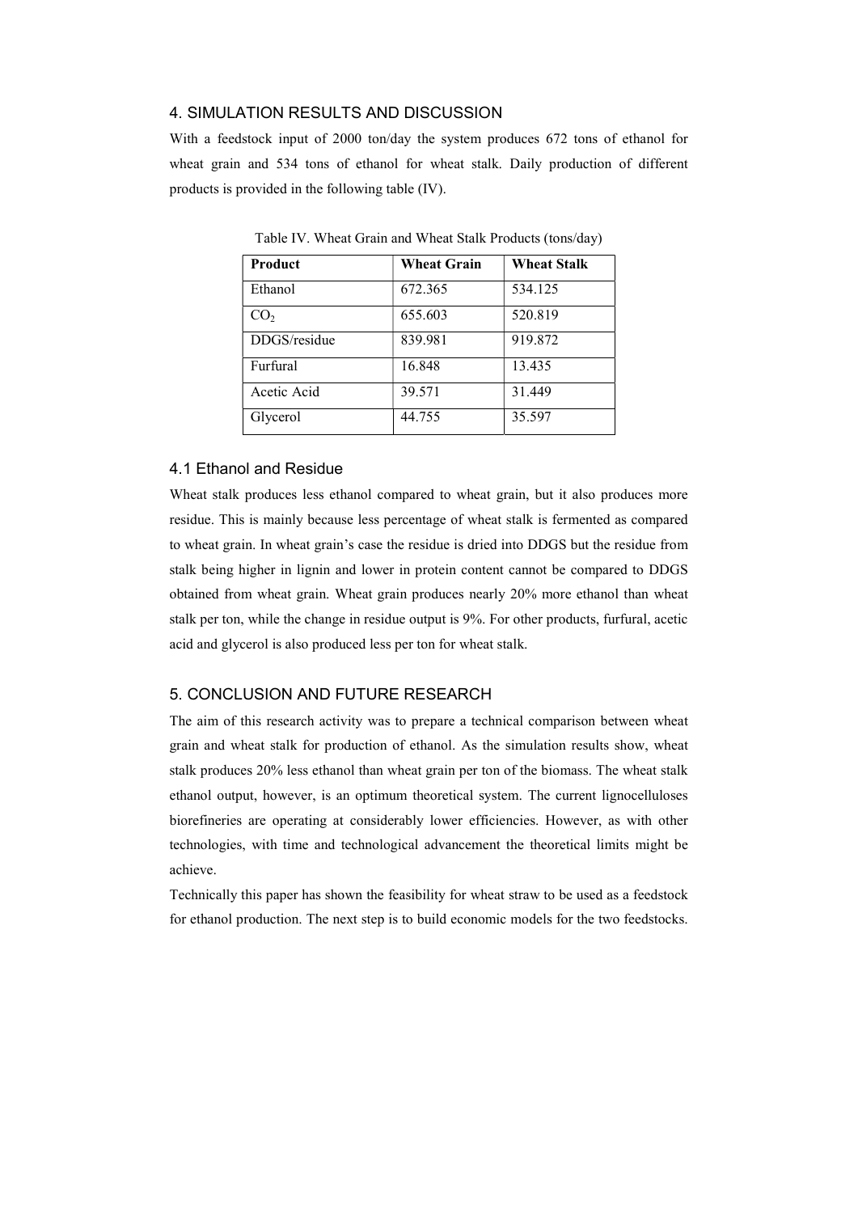## 4. SIMULATION RESULTS AND DISCUSSION

With a feedstock input of 2000 ton/day the system produces 672 tons of ethanol for wheat grain and 534 tons of ethanol for wheat stalk. Daily production of different products is provided in the following table (IV).

Table IV. Wheat Grain and Wheat Stalk Products (tons/day)

| Product | Wheat Grain | Wheat Stalk |
|---|---|---|
| Ethanol | 672.365 | 534.125 |
| $CO_2$ | 655.603 | 520.819 |
| DDGS/residue | 839.981 | 919.872 |
| Furfural | 16.848 | 13.435 |
| Acetic Acid | 39.571 | 31.449 |
| Glycerol | 44.755 | 35.597 |

### 4.1 Ethanol and Residue

Wheat stalk produces less ethanol compared to wheat grain, but it also produces more residue. This is mainly because less percentage of wheat stalk is fermented as compared to wheat grain. In wheat grain's case the residue is dried into DDGS but the residue from stalk being higher in lignin and lower in protein content cannot be compared to DDGS obtained from wheat grain. Wheat grain produces nearly 20% more ethanol than wheat stalk per ton, while the change in residue output is 9%. For other products, furfural, acetic acid and glycerol is also produced less per ton for wheat stalk.

## 5. CONCLUSION AND FUTURE RESEARCH

The aim of this research activity was to prepare a technical comparison between wheat grain and wheat stalk for production of ethanol. As the simulation results show, wheat stalk produces 20% less ethanol than wheat grain per ton of the biomass. The wheat stalk ethanol output, however, is an optimum theoretical system. The current lignocelluloses biorefineries are operating at considerably lower efficiencies. However, as with other technologies, with time and technological advancement the theoretical limits might be achieve.

Technically this paper has shown the feasibility for wheat straw to be used as a feedstock for ethanol production. The next step is to build economic models for the two feedstocks.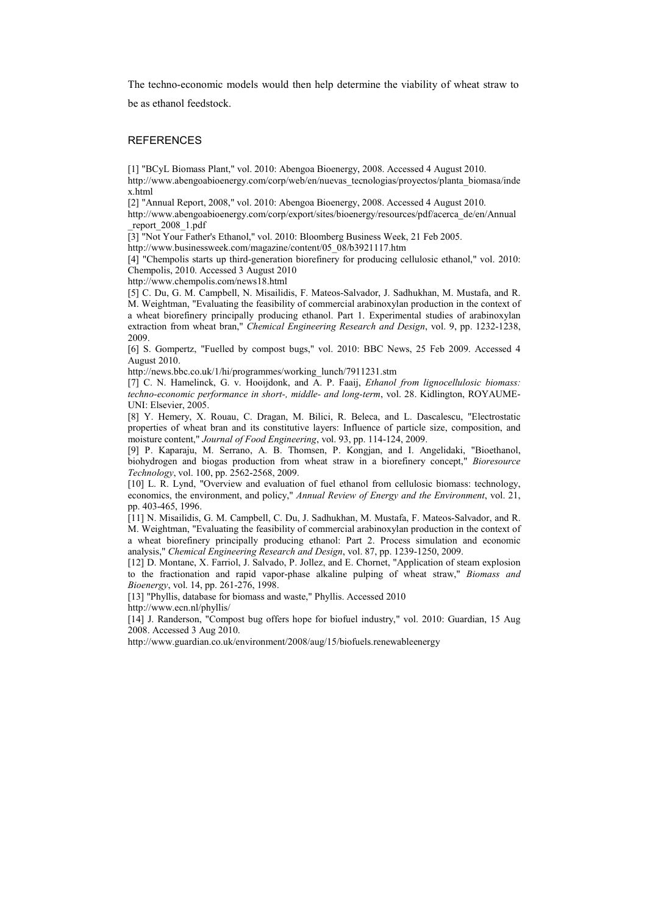The techno-economic models would then help determine the viability of wheat straw to be as ethanol feedstock.

## REFERENCES

[1] "BCyL Biomass Plant," vol. 2010: Abengoa Bioenergy, 2008. Accessed 4 August 2010. http://www.abengoabioenergy.com/corp/web/en/nuevas_tecnologias/proyectos/planta_biomasa/index.html

[2] "Annual Report, 2008," vol. 2010: Abengoa Bioenergy, 2008. Accessed 4 August 2010. http://www.abengoabioenergy.com/corp/export/sites/bioenergy/resources/pdf/acerca_de/en/Annual_report_2008_1.pdf

[3] "Not Your Father's Ethanol," vol. 2010: Bloomberg Business Week, 21 Feb 2005. http://www.businessweek.com/magazine/content/05_08/b3921117.htm

[4] "Chempolis starts up third-generation biorefinery for producing cellulosic ethanol," vol. 2010: Chempolis, 2010. Accessed 3 August 2010 http://www.chempolis.com/news18.html

[5] C. Du, G. M. Campbell, N. Misailidis, F. Mateos-Salvador, J. Sadhukhan, M. Mustafa, and R. M. Weightman, "Evaluating the feasibility of commercial arabinoxylan production in the context of a wheat biorefinery principally producing ethanol. Part 1. Experimental studies of arabinoxylan extraction from wheat bran," *Chemical Engineering Research and Design*, vol. 9, pp. 1232-1238, 2009.

[6] S. Gompertz, "Fuelled by compost bugs," vol. 2010: BBC News, 25 Feb 2009. Accessed 4 August 2010. http://news.bbc.co.uk/1/hi/programmes/working_lunch/7911231.stm

[7] C. N. Hamelinck, G. v. Hooijdonk, and A. P. Faaij, *Ethanol from lignocellulosic biomass: techno-economic performance in short-, middle- and long-term*, vol. 28. Kidlington, ROYAUME-UNI: Elsevier, 2005.

[8] Y. Hemery, X. Rouau, C. Dragan, M. Bilici, R. Beleca, and L. Dascalescu, "Electrostatic properties of wheat bran and its constitutive layers: Influence of particle size, composition, and moisture content," *Journal of Food Engineering*, vol. 93, pp. 114-124, 2009.

[9] P. Kaparaju, M. Serrano, A. B. Thomsen, P. Kongjan, and I. Angelidaki, "Bioethanol, biohydrogen and biogas production from wheat straw in a biorefinery concept," *Bioresource Technology*, vol. 100, pp. 2562-2568, 2009.

[10] L. R. Lynd, "Overview and evaluation of fuel ethanol from cellulosic biomass: technology, economics, the environment, and policy," *Annual Review of Energy and the Environment*, vol. 21, pp. 403-465, 1996.

[11] N. Misailidis, G. M. Campbell, C. Du, J. Sadhukhan, M. Mustafa, F. Mateos-Salvador, and R. M. Weightman, "Evaluating the feasibility of commercial arabinoxylan production in the context of a wheat biorefinery principally producing ethanol: Part 2. Process simulation and economic analysis," *Chemical Engineering Research and Design*, vol. 87, pp. 1239-1250, 2009.

[12] D. Montane, X. Farriol, J. Salvado, P. Jollez, and E. Chornet, "Application of steam explosion to the fractionation and rapid vapor-phase alkaline pulping of wheat straw," *Biomass and Bioenergy*, vol. 14, pp. 261-276, 1998.

[13] "Phyllis, database for biomass and waste," Phyllis. Accessed 2010 http://www.ecn.nl/phyllis/

[14] J. Randerson, "Compost bug offers hope for biofuel industry," vol. 2010: Guardian, 15 Aug 2008. Accessed 3 Aug 2010. http://www.guardian.co.uk/environment/2008/aug/15/biofuels.renewableenergy